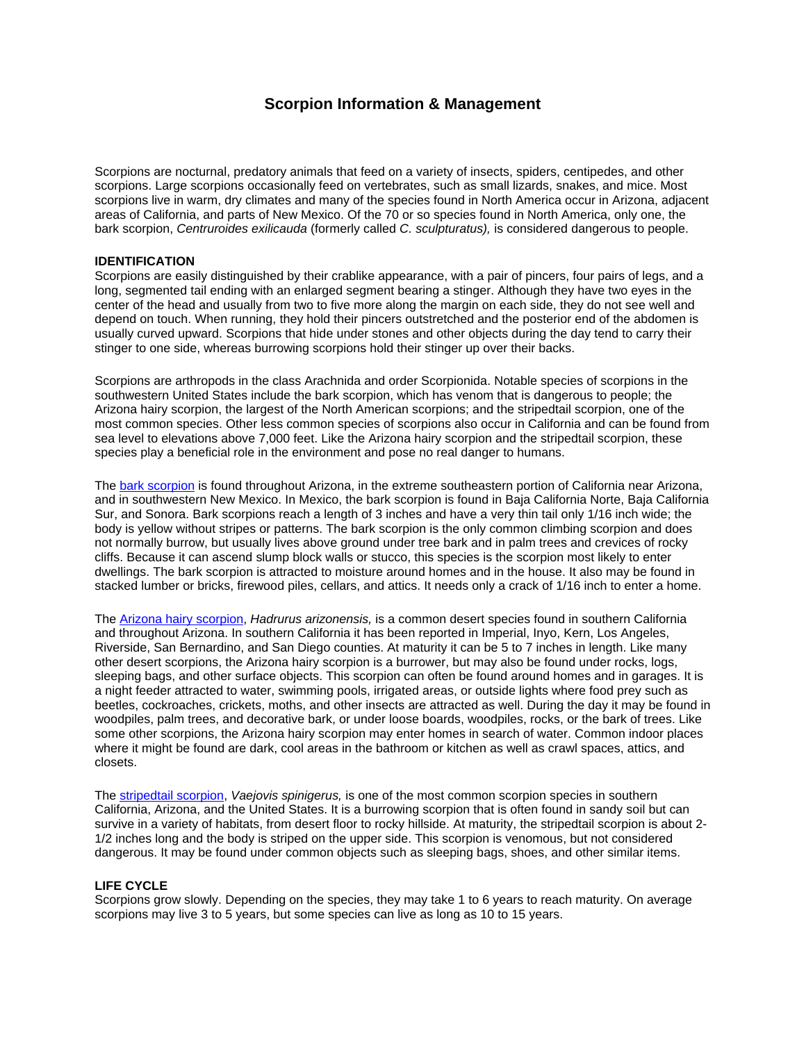# Scorpion Information & Management

Scorpions are nocturnal, predatory animals that feed on a variety of insects, spiders, centipedes, and other scorpions. Large scorpions occasionally feed on vertebrates, such as small lizards, snakes, and mice. Most scorpions live in warm, dry climates and many of the species found in North America occur in Arizona, adjacent areas of California, and parts of New Mexico. Of the 70 or so species found in North America, only one, the bark scorpion, *Centruroides exilicauda* (formerly called *C. sculpturatus),* is considered dangerous to people.

## IDENTIFICATION

Scorpions are easily distinguished by their crablike appearance, with a pair of pincers, four pairs of legs, and a long, segmented tail ending with an enlarged segment bearing a stinger. Although they have two eyes in the center of the head and usually from two to five more along the margin on each side, they do not see well and depend on touch. When running, they hold their pincers outstretched and the posterior end of the abdomen is usually curved upward. Scorpions that hide under stones and other objects during the day tend to carry their stinger to one side, whereas burrowing scorpions hold their stinger up over their backs.

Scorpions are arthropods in the class Arachnida and order Scorpionida. Notable species of scorpions in the southwestern United States include the bark scorpion, which has venom that is dangerous to people; the Arizona hairy scorpion, the largest of the North American scorpions; and the stripedtail scorpion, one of the most common species. Other less common species of scorpions also occur in California and can be found from sea level to elevations above 7,000 feet. Like the Arizona hairy scorpion and the stripedtail scorpion, these species play a beneficial role in the environment and pose no real danger to humans.

The bark scorpion is found throughout Arizona, in the extreme southeastern portion of California near Arizona, and in southwestern New Mexico. In Mexico, the bark scorpion is found in Baja California Norte, Baja California Sur, and Sonora. Bark scorpions reach a length of 3 inches and have a very thin tail only 1/16 inch wide; the body is yellow without stripes or patterns. The bark scorpion is the only common climbing scorpion and does not normally burrow, but usually lives above ground under tree bark and in palm trees and crevices of rocky cliffs. Because it can ascend slump block walls or stucco, this species is the scorpion most likely to enter dwellings. The bark scorpion is attracted to moisture around homes and in the house. It also may be found in stacked lumber or bricks, firewood piles, cellars, and attics. It needs only a crack of 1/16 inch to enter a home.

The Arizona hairy scorpion, *Hadrurus arizonensis,* is a common desert species found in southern California and throughout Arizona. In southern California it has been reported in Imperial, Inyo, Kern, Los Angeles, Riverside, San Bernardino, and San Diego counties. At maturity it can be 5 to 7 inches in length. Like many other desert scorpions, the Arizona hairy scorpion is a burrower, but may also be found under rocks, logs, sleeping bags, and other surface objects. This scorpion can often be found around homes and in garages. It is a night feeder attracted to water, swimming pools, irrigated areas, or outside lights where food prey such as beetles, cockroaches, crickets, moths, and other insects are attracted as well. During the day it may be found in woodpiles, palm trees, and decorative bark, or under loose boards, woodpiles, rocks, or the bark of trees. Like some other scorpions, the Arizona hairy scorpion may enter homes in search of water. Common indoor places where it might be found are dark, cool areas in the bathroom or kitchen as well as crawl spaces, attics, and closets.

The stripedtail scorpion, *Vaejovis spinigerus,* is one of the most common scorpion species in southern California, Arizona, and the United States. It is a burrowing scorpion that is often found in sandy soil but can survive in a variety of habitats, from desert floor to rocky hillside. At maturity, the stripedtail scorpion is about 2-1/2 inches long and the body is striped on the upper side. This scorpion is venomous, but not considered dangerous. It may be found under common objects such as sleeping bags, shoes, and other similar items.

## LIFE CYCLE

Scorpions grow slowly. Depending on the species, they may take 1 to 6 years to reach maturity. On average scorpions may live 3 to 5 years, but some species can live as long as 10 to 15 years.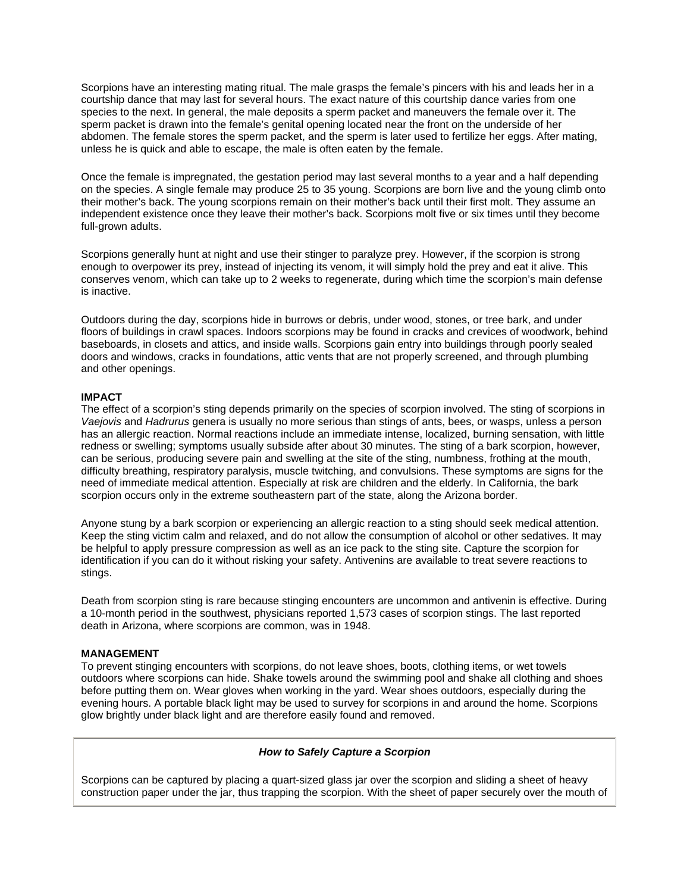Scorpions have an interesting mating ritual. The male grasps the female's pincers with his and leads her in a courtship dance that may last for several hours. The exact nature of this courtship dance varies from one species to the next. In general, the male deposits a sperm packet and maneuvers the female over it. The sperm packet is drawn into the female's genital opening located near the front on the underside of her abdomen. The female stores the sperm packet, and the sperm is later used to fertilize her eggs. After mating, unless he is quick and able to escape, the male is often eaten by the female.

Once the female is impregnated, the gestation period may last several months to a year and a half depending on the species. A single female may produce 25 to 35 young. Scorpions are born live and the young climb onto their mother's back. The young scorpions remain on their mother's back until their first molt. They assume an independent existence once they leave their mother's back. Scorpions molt five or six times until they become full-grown adults.

Scorpions generally hunt at night and use their stinger to paralyze prey. However, if the scorpion is strong enough to overpower its prey, instead of injecting its venom, it will simply hold the prey and eat it alive. This conserves venom, which can take up to 2 weeks to regenerate, during which time the scorpion's main defense is inactive.

Outdoors during the day, scorpions hide in burrows or debris, under wood, stones, or tree bark, and under floors of buildings in crawl spaces. Indoors scorpions may be found in cracks and crevices of woodwork, behind baseboards, in closets and attics, and inside walls. Scorpions gain entry into buildings through poorly sealed doors and windows, cracks in foundations, attic vents that are not properly screened, and through plumbing and other openings.

**IMPACT**

The effect of a scorpion's sting depends primarily on the species of scorpion involved. The sting of scorpions in *Vaejovis* and *Hadrurus* genera is usually no more serious than stings of ants, bees, or wasps, unless a person has an allergic reaction. Normal reactions include an immediate intense, localized, burning sensation, with little redness or swelling; symptoms usually subside after about 30 minutes. The sting of a bark scorpion, however, can be serious, producing severe pain and swelling at the site of the sting, numbness, frothing at the mouth, difficulty breathing, respiratory paralysis, muscle twitching, and convulsions. These symptoms are signs for the need of immediate medical attention. Especially at risk are children and the elderly. In California, the bark scorpion occurs only in the extreme southeastern part of the state, along the Arizona border.

Anyone stung by a bark scorpion or experiencing an allergic reaction to a sting should seek medical attention. Keep the sting victim calm and relaxed, and do not allow the consumption of alcohol or other sedatives. It may be helpful to apply pressure compression as well as an ice pack to the sting site. Capture the scorpion for identification if you can do it without risking your safety. Antivenins are available to treat severe reactions to stings.

Death from scorpion sting is rare because stinging encounters are uncommon and antivenin is effective. During a 10-month period in the southwest, physicians reported 1,573 cases of scorpion stings. The last reported death in Arizona, where scorpions are common, was in 1948.

**MANAGEMENT**

To prevent stinging encounters with scorpions, do not leave shoes, boots, clothing items, or wet towels outdoors where scorpions can hide. Shake towels around the swimming pool and shake all clothing and shoes before putting them on. Wear gloves when working in the yard. Wear shoes outdoors, especially during the evening hours. A portable black light may be used to survey for scorpions in and around the home. Scorpions glow brightly under black light and are therefore easily found and removed.

***How to Safely Capture a Scorpion***

Scorpions can be captured by placing a quart-sized glass jar over the scorpion and sliding a sheet of heavy construction paper under the jar, thus trapping the scorpion. With the sheet of paper securely over the mouth of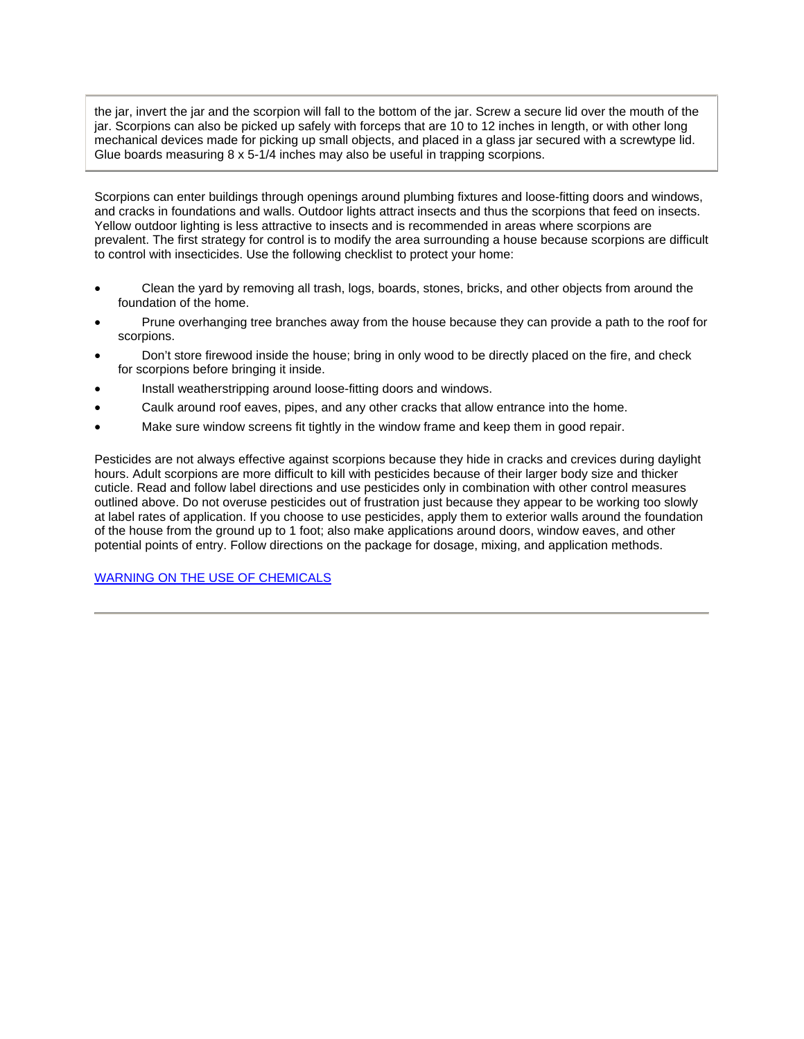the jar, invert the jar and the scorpion will fall to the bottom of the jar. Screw a secure lid over the mouth of the jar. Scorpions can also be picked up safely with forceps that are 10 to 12 inches in length, or with other long mechanical devices made for picking up small objects, and placed in a glass jar secured with a screwtype lid. Glue boards measuring 8 x 5-1/4 inches may also be useful in trapping scorpions.

Scorpions can enter buildings through openings around plumbing fixtures and loose-fitting doors and windows, and cracks in foundations and walls. Outdoor lights attract insects and thus the scorpions that feed on insects. Yellow outdoor lighting is less attractive to insects and is recommended in areas where scorpions are prevalent. The first strategy for control is to modify the area surrounding a house because scorpions are difficult to control with insecticides. Use the following checklist to protect your home:

- Clean the yard by removing all trash, logs, boards, stones, bricks, and other objects from around the foundation of the home.
- Prune overhanging tree branches away from the house because they can provide a path to the roof for scorpions.
- Don't store firewood inside the house; bring in only wood to be directly placed on the fire, and check for scorpions before bringing it inside.
- Install weatherstripping around loose-fitting doors and windows.
- Caulk around roof eaves, pipes, and any other cracks that allow entrance into the home.
- Make sure window screens fit tightly in the window frame and keep them in good repair.

Pesticides are not always effective against scorpions because they hide in cracks and crevices during daylight hours. Adult scorpions are more difficult to kill with pesticides because of their larger body size and thicker cuticle. Read and follow label directions and use pesticides only in combination with other control measures outlined above. Do not overuse pesticides out of frustration just because they appear to be working too slowly at label rates of application. If you choose to use pesticides, apply them to exterior walls around the foundation of the house from the ground up to 1 foot; also make applications around doors, window eaves, and other potential points of entry. Follow directions on the package for dosage, mixing, and application methods.

WARNING ON THE USE OF CHEMICALS